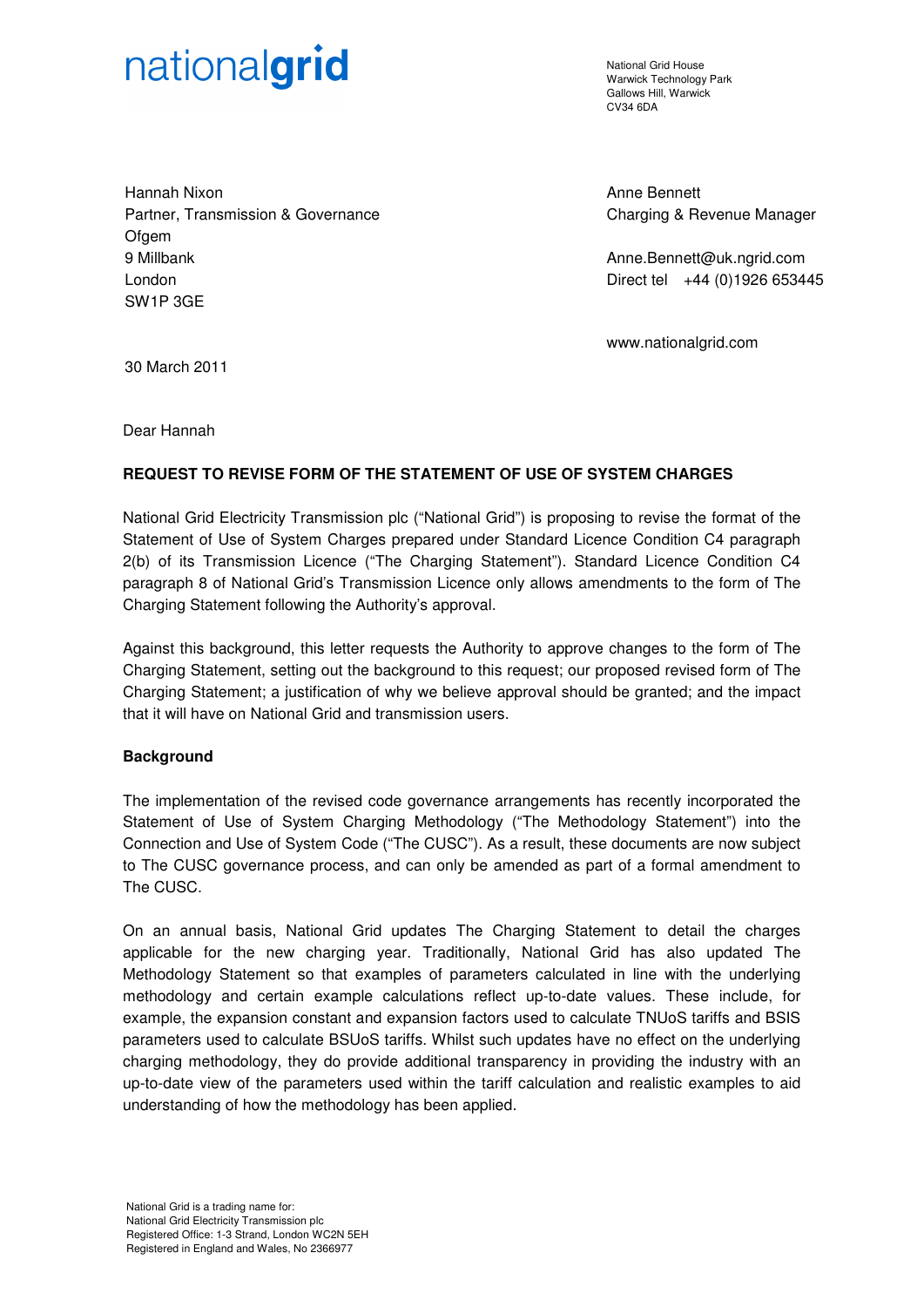nationalgrid

National Grid House
Warwick Technology Park
Gallows Hill, Warwick
CV34 6DA

Hannah Nixon
Partner, Transmission & Governance
Ofgem
9 Millbank
London
SW1P 3GE

Anne Bennett
Charging & Revenue Manager

Anne.Bennett@uk.ngrid.com
Direct tel +44 (0)1926 653445

www.nationalgrid.com

30 March 2011

Dear Hannah

**REQUEST TO REVISE FORM OF THE STATEMENT OF USE OF SYSTEM CHARGES**

National Grid Electricity Transmission plc ("National Grid") is proposing to revise the format of the Statement of Use of System Charges prepared under Standard Licence Condition C4 paragraph 2(b) of its Transmission Licence ("The Charging Statement"). Standard Licence Condition C4 paragraph 8 of National Grid's Transmission Licence only allows amendments to the form of The Charging Statement following the Authority's approval.

Against this background, this letter requests the Authority to approve changes to the form of The Charging Statement, setting out the background to this request; our proposed revised form of The Charging Statement; a justification of why we believe approval should be granted; and the impact that it will have on National Grid and transmission users.

**Background**

The implementation of the revised code governance arrangements has recently incorporated the Statement of Use of System Charging Methodology ("The Methodology Statement") into the Connection and Use of System Code ("The CUSC"). As a result, these documents are now subject to The CUSC governance process, and can only be amended as part of a formal amendment to The CUSC.

On an annual basis, National Grid updates The Charging Statement to detail the charges applicable for the new charging year. Traditionally, National Grid has also updated The Methodology Statement so that examples of parameters calculated in line with the underlying methodology and certain example calculations reflect up-to-date values. These include, for example, the expansion constant and expansion factors used to calculate TNUoS tariffs and BSIS parameters used to calculate BSUoS tariffs. Whilst such updates have no effect on the underlying charging methodology, they do provide additional transparency in providing the industry with an up-to-date view of the parameters used within the tariff calculation and realistic examples to aid understanding of how the methodology has been applied.

National Grid is a trading name for:
National Grid Electricity Transmission plc
Registered Office: 1-3 Strand, London WC2N 5EH
Registered in England and Wales, No 2366977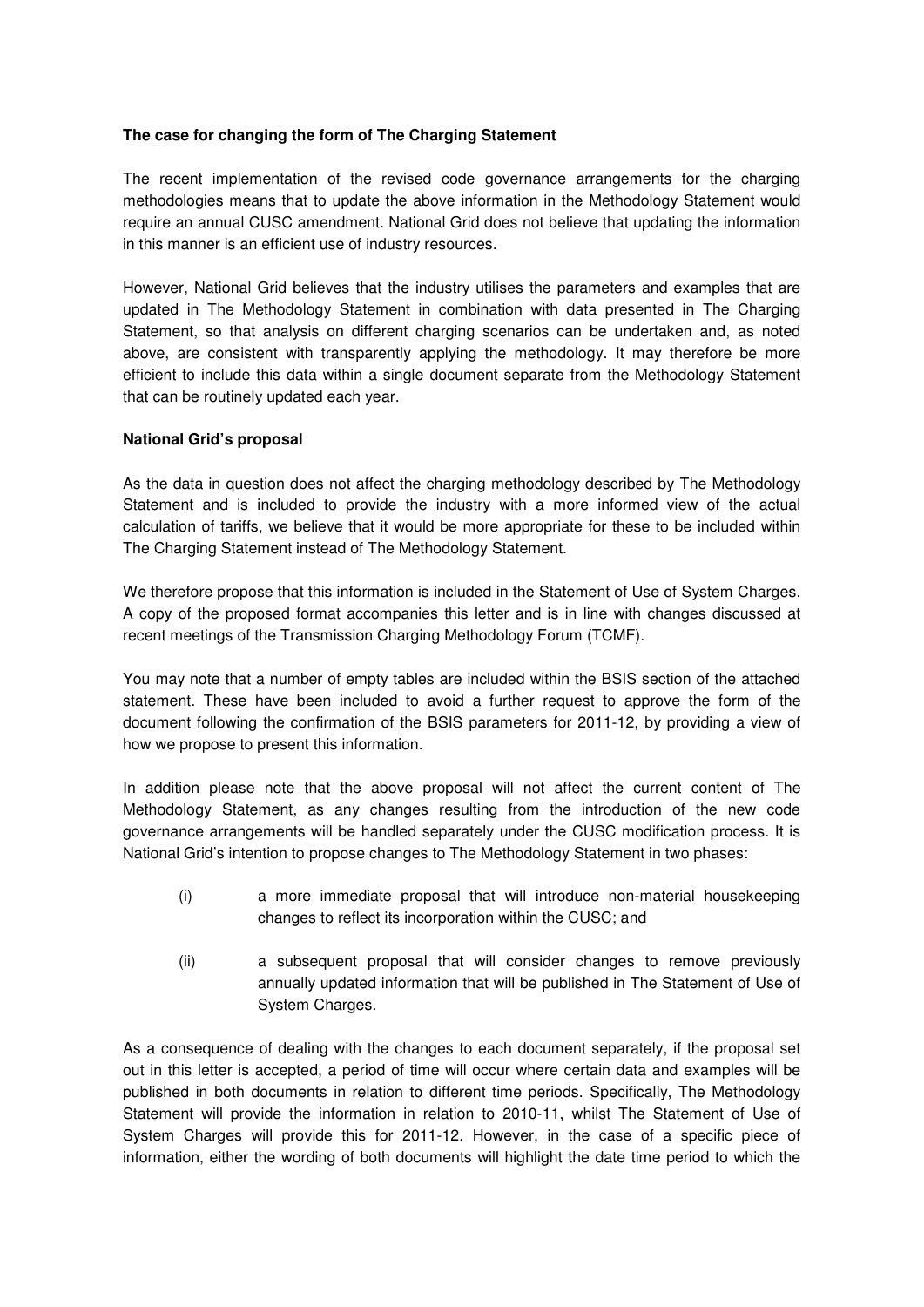**The case for changing the form of The Charging Statement**

The recent implementation of the revised code governance arrangements for the charging methodologies means that to update the above information in the Methodology Statement would require an annual CUSC amendment. National Grid does not believe that updating the information in this manner is an efficient use of industry resources.

However, National Grid believes that the industry utilises the parameters and examples that are updated in The Methodology Statement in combination with data presented in The Charging Statement, so that analysis on different charging scenarios can be undertaken and, as noted above, are consistent with transparently applying the methodology. It may therefore be more efficient to include this data within a single document separate from the Methodology Statement that can be routinely updated each year.

**National Grid's proposal**

As the data in question does not affect the charging methodology described by The Methodology Statement and is included to provide the industry with a more informed view of the actual calculation of tariffs, we believe that it would be more appropriate for these to be included within The Charging Statement instead of The Methodology Statement.

We therefore propose that this information is included in the Statement of Use of System Charges. A copy of the proposed format accompanies this letter and is in line with changes discussed at recent meetings of the Transmission Charging Methodology Forum (TCMF).

You may note that a number of empty tables are included within the BSIS section of the attached statement. These have been included to avoid a further request to approve the form of the document following the confirmation of the BSIS parameters for 2011-12, by providing a view of how we propose to present this information.

In addition please note that the above proposal will not affect the current content of The Methodology Statement, as any changes resulting from the introduction of the new code governance arrangements will be handled separately under the CUSC modification process. It is National Grid's intention to propose changes to The Methodology Statement in two phases:

(i) a more immediate proposal that will introduce non-material housekeeping changes to reflect its incorporation within the CUSC; and

(ii) a subsequent proposal that will consider changes to remove previously annually updated information that will be published in The Statement of Use of System Charges.

As a consequence of dealing with the changes to each document separately, if the proposal set out in this letter is accepted, a period of time will occur where certain data and examples will be published in both documents in relation to different time periods. Specifically, The Methodology Statement will provide the information in relation to 2010-11, whilst The Statement of Use of System Charges will provide this for 2011-12. However, in the case of a specific piece of information, either the wording of both documents will highlight the date time period to which the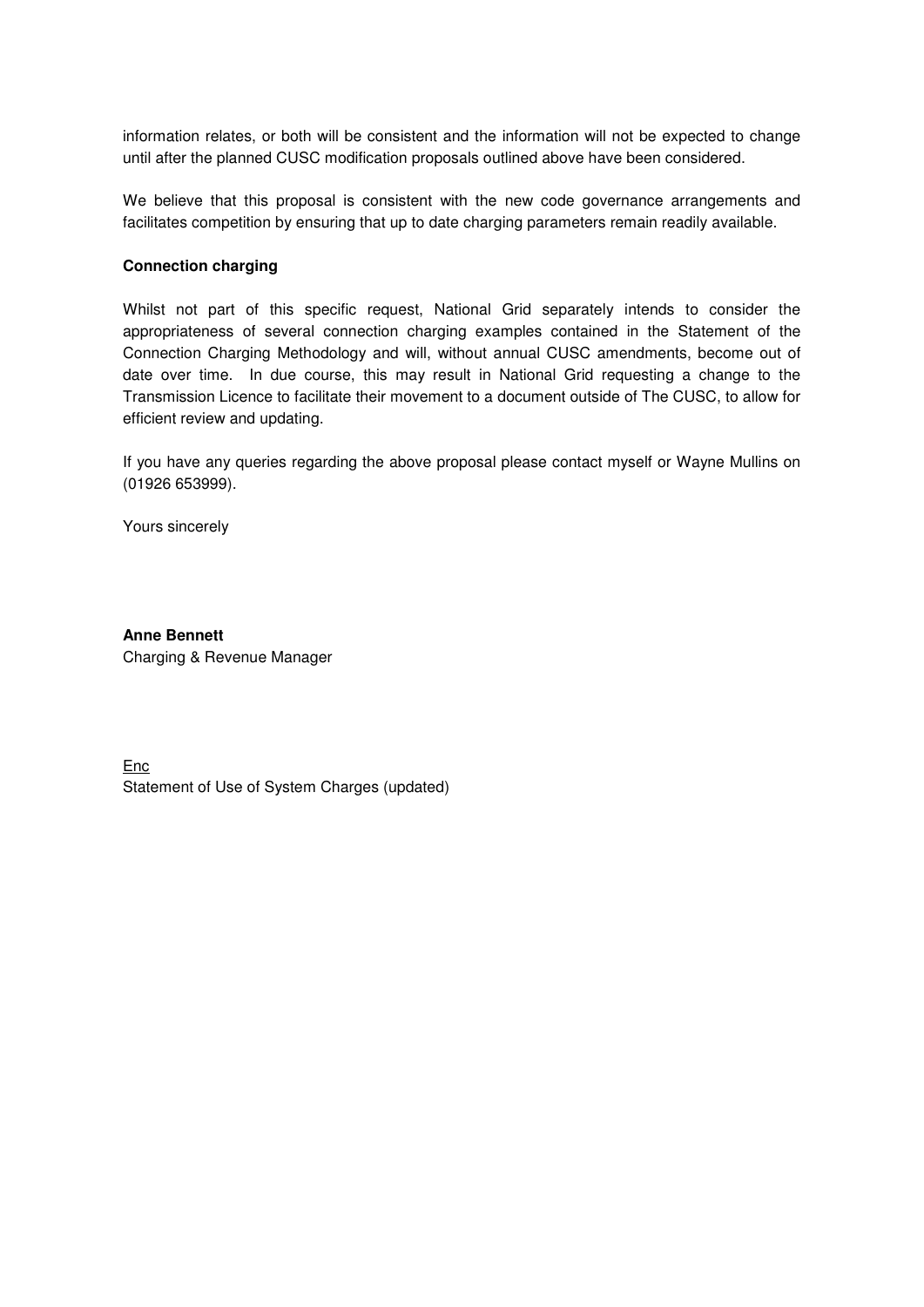information relates, or both will be consistent and the information will not be expected to change until after the planned CUSC modification proposals outlined above have been considered.

We believe that this proposal is consistent with the new code governance arrangements and facilitates competition by ensuring that up to date charging parameters remain readily available.

**Connection charging**

Whilst not part of this specific request, National Grid separately intends to consider the appropriateness of several connection charging examples contained in the Statement of the Connection Charging Methodology and will, without annual CUSC amendments, become out of date over time. In due course, this may result in National Grid requesting a change to the Transmission Licence to facilitate their movement to a document outside of The CUSC, to allow for efficient review and updating.

If you have any queries regarding the above proposal please contact myself or Wayne Mullins on (01926 653999).

Yours sincerely

**Anne Bennett**
Charging & Revenue Manager

Enc
Statement of Use of System Charges (updated)